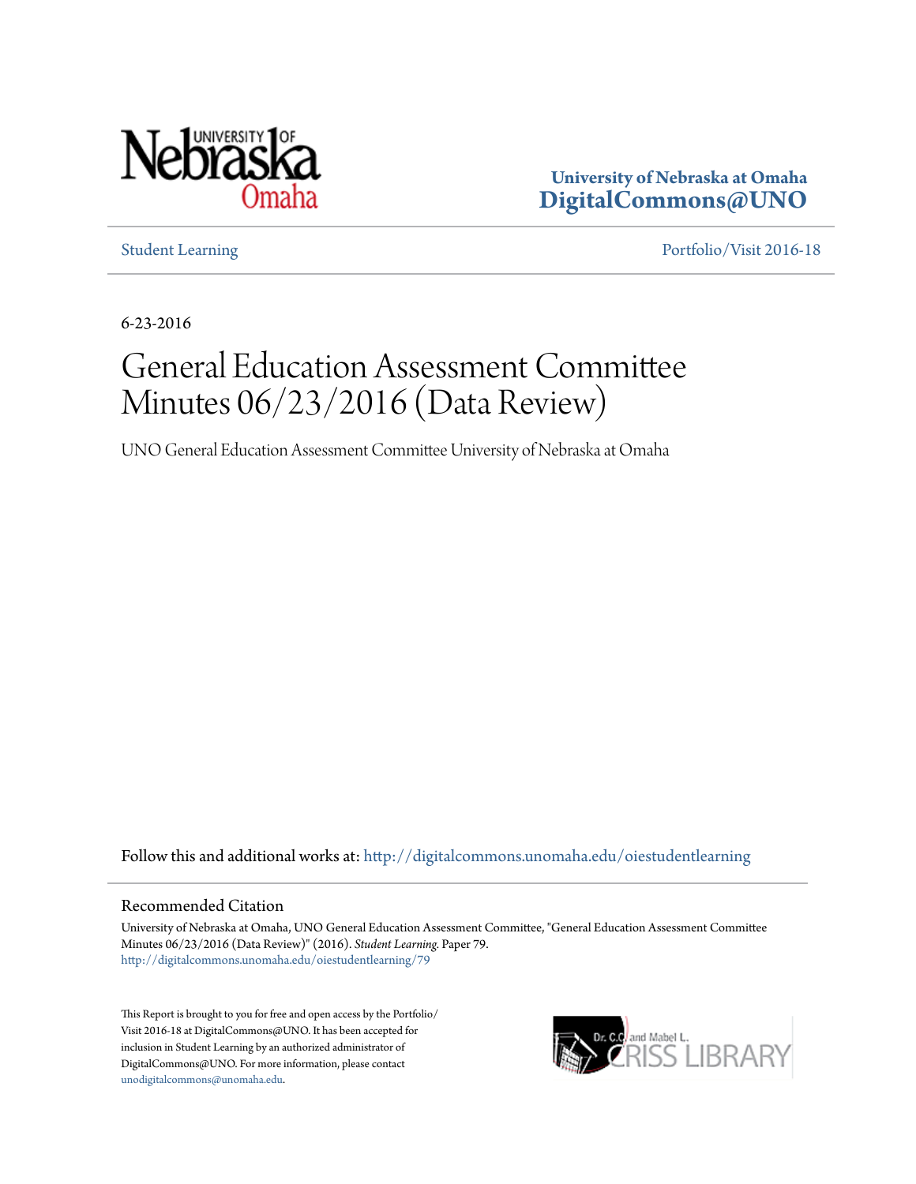University of Nebraska at Omaha
**DigitalCommons@UNO**

Student Learning | Portfolio/Visit 2016-18

6-23-2016

# General Education Assessment Committee Minutes 06/23/2016 (Data Review)

UNO General Education Assessment Committee University of Nebraska at Omaha

Follow this and additional works at: http://digitalcommons.unomaha.edu/oiestudentlearning

## Recommended Citation

University of Nebraska at Omaha, UNO General Education Assessment Committee, "General Education Assessment Committee Minutes 06/23/2016 (Data Review)" (2016). *Student Learning.* Paper 79.
http://digitalcommons.unomaha.edu/oiestudentlearning/79

This Report is brought to you for free and open access by the Portfolio/Visit 2016-18 at DigitalCommons@UNO. It has been accepted for inclusion in Student Learning by an authorized administrator of DigitalCommons@UNO. For more information, please contact unodigitalcommons@unomaha.edu.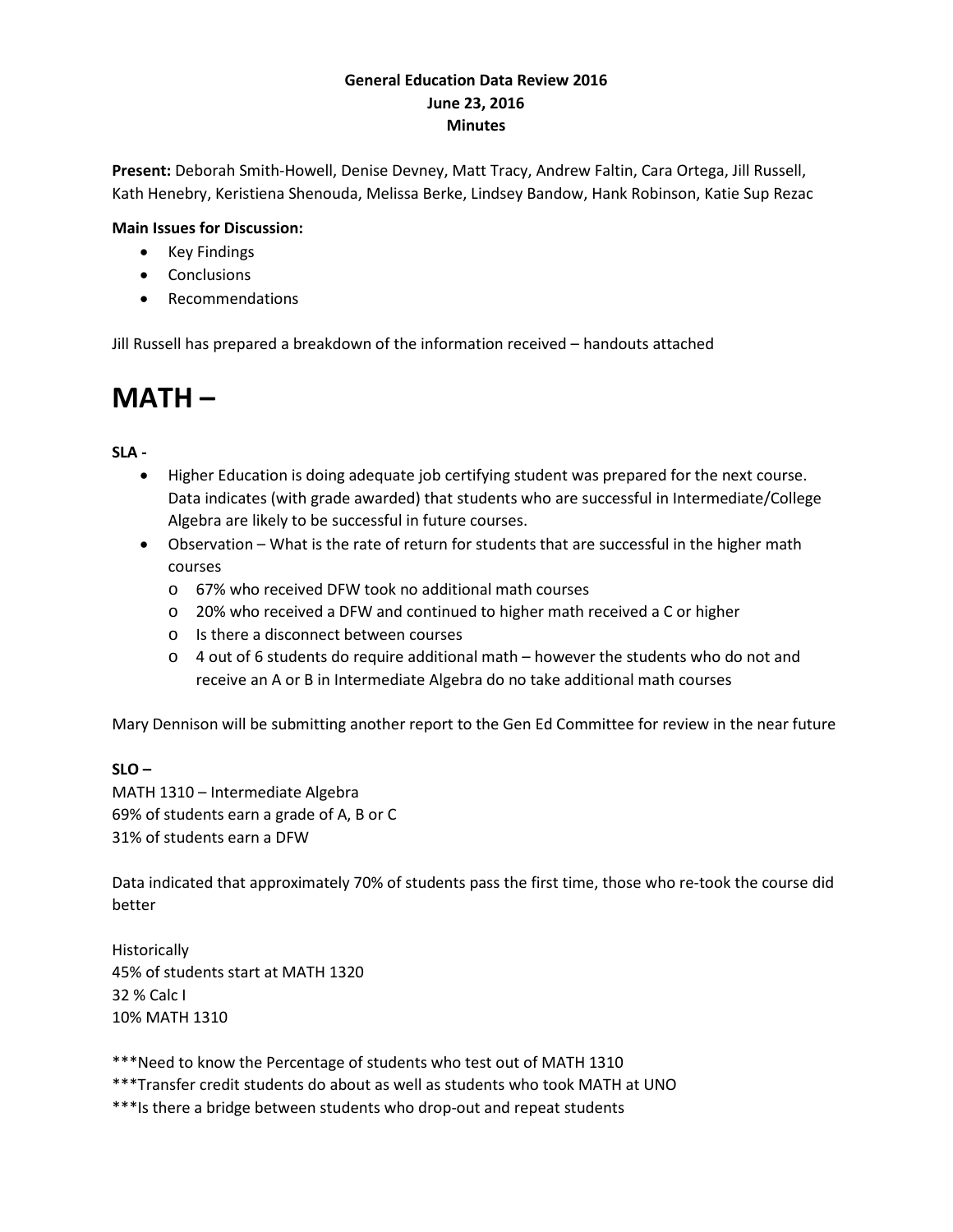**General Education Data Review 2016**
**June 23, 2016**
**Minutes**

**Present:** Deborah Smith-Howell, Denise Devney, Matt Tracy, Andrew Faltin, Cara Ortega, Jill Russell, Kath Henebry, Keristiena Shenouda, Melissa Berke, Lindsey Bandow, Hank Robinson, Katie Sup Rezac

**Main Issues for Discussion:**

- Key Findings
- Conclusions
- Recommendations

Jill Russell has prepared a breakdown of the information received – handouts attached

# MATH –

**SLA -**

- Higher Education is doing adequate job certifying student was prepared for the next course. Data indicates (with grade awarded) that students who are successful in Intermediate/College Algebra are likely to be successful in future courses.
- Observation – What is the rate of return for students that are successful in the higher math courses
  - 67% who received DFW took no additional math courses
  - 20% who received a DFW and continued to higher math received a C or higher
  - Is there a disconnect between courses
  - 4 out of 6 students do require additional math – however the students who do not and receive an A or B in Intermediate Algebra do no take additional math courses

Mary Dennison will be submitting another report to the Gen Ed Committee for review in the near future

**SLO –**

MATH 1310 – Intermediate Algebra
69% of students earn a grade of A, B or C
31% of students earn a DFW

Data indicated that approximately 70% of students pass the first time, those who re-took the course did better

Historically
45% of students start at MATH 1320
32 % Calc I
10% MATH 1310

***Need to know the Percentage of students who test out of MATH 1310
***Transfer credit students do about as well as students who took MATH at UNO
***Is there a bridge between students who drop-out and repeat students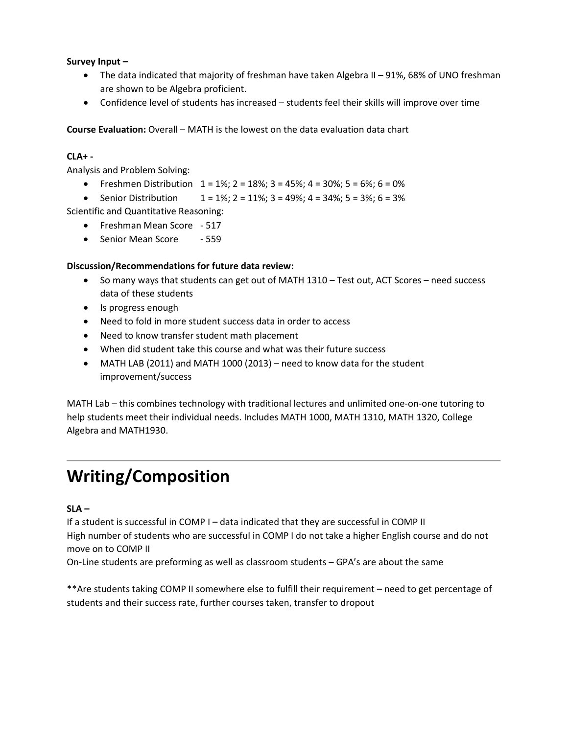**Survey Input –**

- The data indicated that majority of freshman have taken Algebra II – 91%, 68% of UNO freshman are shown to be Algebra proficient.
- Confidence level of students has increased – students feel their skills will improve over time

**Course Evaluation:** Overall – MATH is the lowest on the data evaluation data chart

**CLA+ -**

Analysis and Problem Solving:

- Freshmen Distribution  1 = 1%; 2 = 18%; 3 = 45%; 4 = 30%; 5 = 6%; 6 = 0%
- Senior Distribution  1 = 1%; 2 = 11%; 3 = 49%; 4 = 34%; 5 = 3%; 6 = 3%

Scientific and Quantitative Reasoning:

- Freshman Mean Score - 517
- Senior Mean Score - 559

**Discussion/Recommendations for future data review:**

- So many ways that students can get out of MATH 1310 – Test out, ACT Scores – need success data of these students
- Is progress enough
- Need to fold in more student success data in order to access
- Need to know transfer student math placement
- When did student take this course and what was their future success
- MATH LAB (2011) and MATH 1000 (2013) – need to know data for the student improvement/success

MATH Lab – this combines technology with traditional lectures and unlimited one-on-one tutoring to help students meet their individual needs. Includes MATH 1000, MATH 1310, MATH 1320, College Algebra and MATH1930.

---

# Writing/Composition

**SLA –**

If a student is successful in COMP I – data indicated that they are successful in COMP II

High number of students who are successful in COMP I do not take a higher English course and do not move on to COMP II

On-Line students are preforming as well as classroom students – GPA's are about the same

**Are students taking COMP II somewhere else to fulfill their requirement – need to get percentage of students and their success rate, further courses taken, transfer to dropout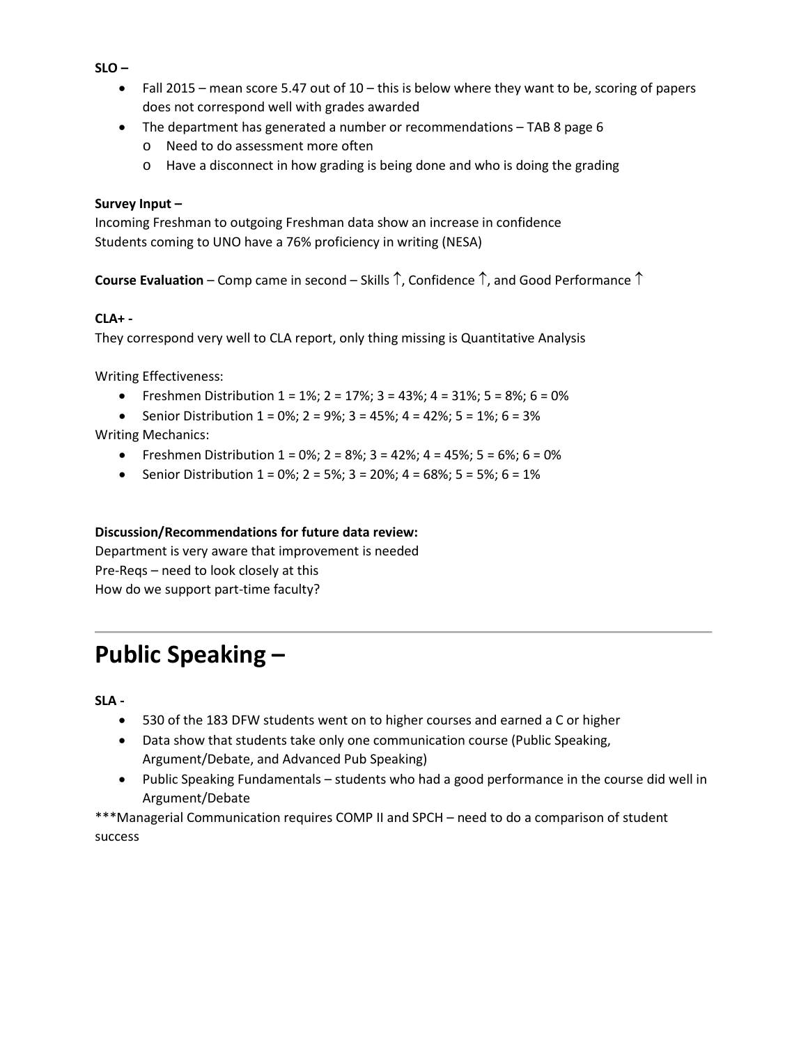**SLO –**

- Fall 2015 – mean score 5.47 out of 10 – this is below where they want to be, scoring of papers does not correspond well with grades awarded
- The department has generated a number or recommendations – TAB 8 page 6
  - Need to do assessment more often
  - Have a disconnect in how grading is being done and who is doing the grading

**Survey Input –**

Incoming Freshman to outgoing Freshman data show an increase in confidence

Students coming to UNO have a 76% proficiency in writing (NESA)

**Course Evaluation** – Comp came in second – Skills ↑, Confidence ↑, and Good Performance ↑

**CLA+ -**

They correspond very well to CLA report, only thing missing is Quantitative Analysis

Writing Effectiveness:

- Freshmen Distribution 1 = 1%; 2 = 17%; 3 = 43%; 4 = 31%; 5 = 8%; 6 = 0%
- Senior Distribution 1 = 0%; 2 = 9%; 3 = 45%; 4 = 42%; 5 = 1%; 6 = 3%

Writing Mechanics:

- Freshmen Distribution 1 = 0%; 2 = 8%; 3 = 42%; 4 = 45%; 5 = 6%; 6 = 0%
- Senior Distribution 1 = 0%; 2 = 5%; 3 = 20%; 4 = 68%; 5 = 5%; 6 = 1%

**Discussion/Recommendations for future data review:**

Department is very aware that improvement is needed

Pre-Reqs – need to look closely at this

How do we support part-time faculty?

---

# Public Speaking –

**SLA -**

- 530 of the 183 DFW students went on to higher courses and earned a C or higher
- Data show that students take only one communication course (Public Speaking, Argument/Debate, and Advanced Pub Speaking)
- Public Speaking Fundamentals – students who had a good performance in the course did well in Argument/Debate

***Managerial Communication requires COMP II and SPCH – need to do a comparison of student success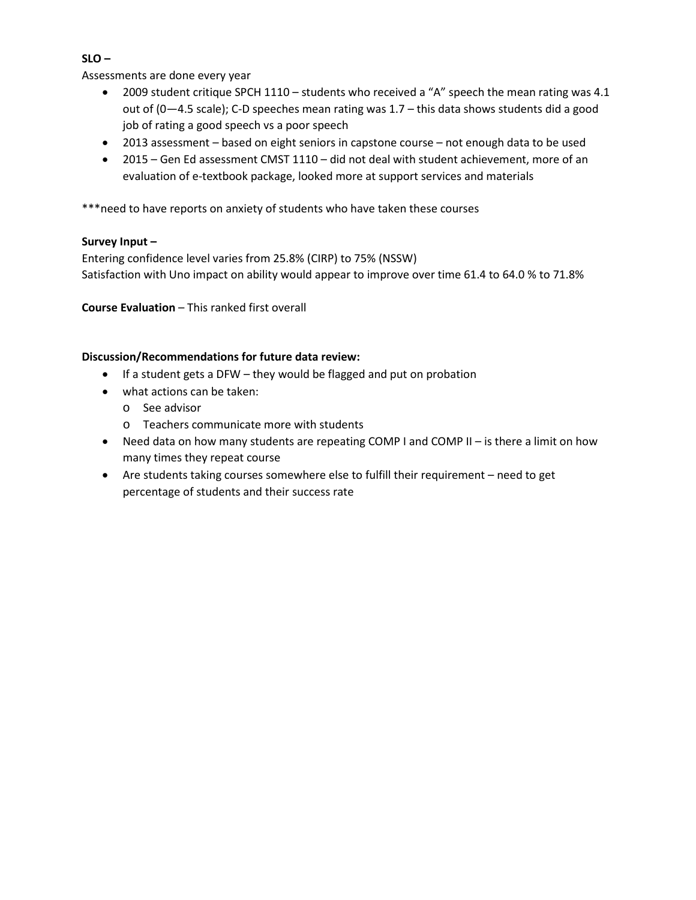**SLO –**

Assessments are done every year

- 2009 student critique SPCH 1110 – students who received a "A" speech the mean rating was 4.1 out of (0—4.5 scale); C-D speeches mean rating was 1.7 – this data shows students did a good job of rating a good speech vs a poor speech
- 2013 assessment – based on eight seniors in capstone course – not enough data to be used
- 2015 – Gen Ed assessment CMST 1110 – did not deal with student achievement, more of an evaluation of e-textbook package, looked more at support services and materials

***need to have reports on anxiety of students who have taken these courses

**Survey Input –**

Entering confidence level varies from 25.8% (CIRP) to 75% (NSSW)

Satisfaction with Uno impact on ability would appear to improve over time 61.4 to 64.0 % to 71.8%

**Course Evaluation** – This ranked first overall

**Discussion/Recommendations for future data review:**

- If a student gets a DFW – they would be flagged and put on probation
- what actions can be taken:
  - See advisor
  - Teachers communicate more with students
- Need data on how many students are repeating COMP I and COMP II – is there a limit on how many times they repeat course
- Are students taking courses somewhere else to fulfill their requirement – need to get percentage of students and their success rate